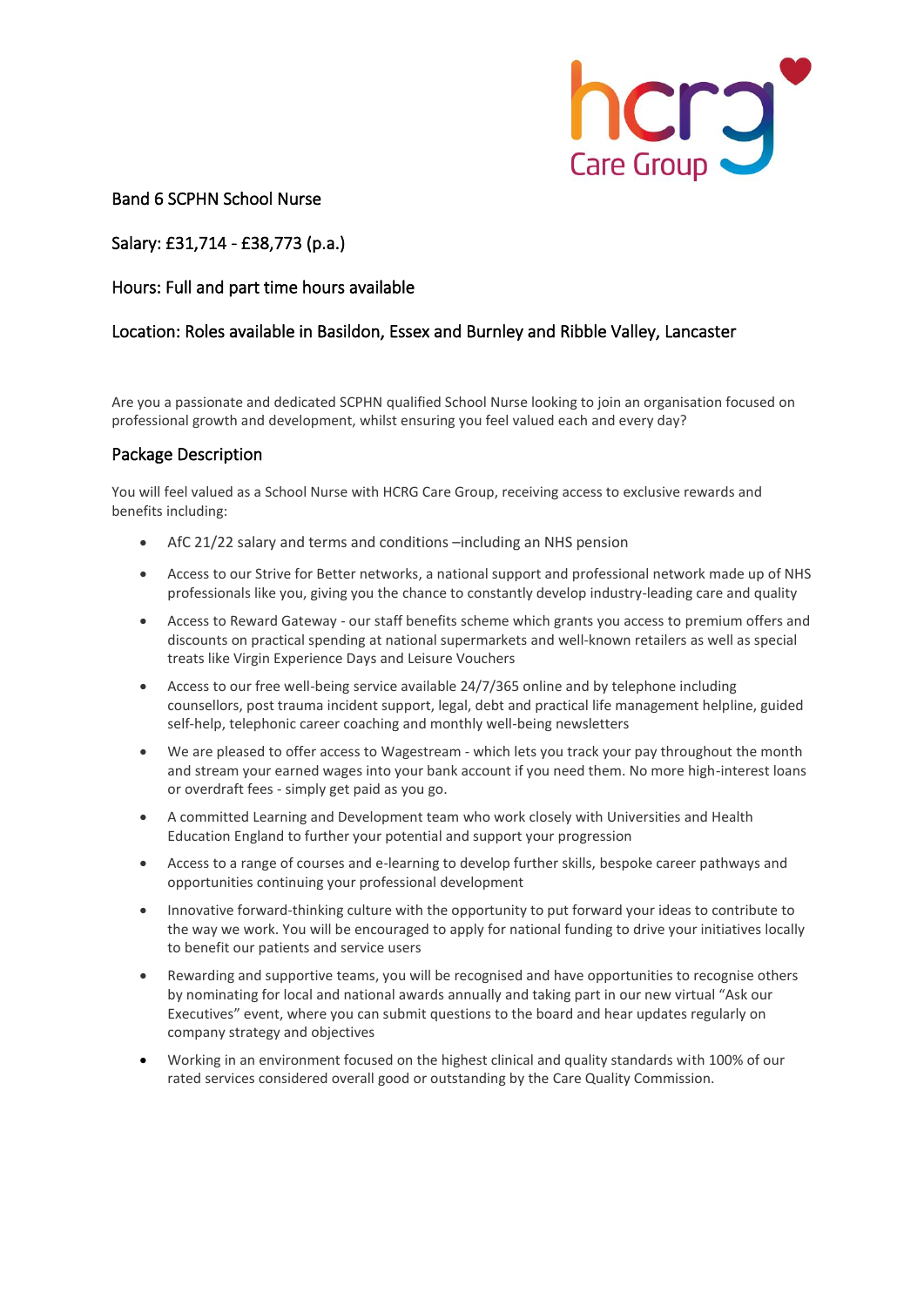hcrg Care Group

# Band 6 SCPHN School Nurse

## Salary: £31,714 - £38,773 (p.a.)

## Hours: Full and part time hours available

## Location: Roles available in Basildon, Essex and Burnley and Ribble Valley, Lancaster

Are you a passionate and dedicated SCPHN qualified School Nurse looking to join an organisation focused on professional growth and development, whilst ensuring you feel valued each and every day?

## Package Description

You will feel valued as a School Nurse with HCRG Care Group, receiving access to exclusive rewards and benefits including:

- AfC 21/22 salary and terms and conditions –including an NHS pension
- Access to our Strive for Better networks, a national support and professional network made up of NHS professionals like you, giving you the chance to constantly develop industry-leading care and quality
- Access to Reward Gateway - our staff benefits scheme which grants you access to premium offers and discounts on practical spending at national supermarkets and well-known retailers as well as special treats like Virgin Experience Days and Leisure Vouchers
- Access to our free well-being service available 24/7/365 online and by telephone including counsellors, post trauma incident support, legal, debt and practical life management helpline, guided self-help, telephonic career coaching and monthly well-being newsletters
- We are pleased to offer access to Wagestream - which lets you track your pay throughout the month and stream your earned wages into your bank account if you need them. No more high-interest loans or overdraft fees - simply get paid as you go.
- A committed Learning and Development team who work closely with Universities and Health Education England to further your potential and support your progression
- Access to a range of courses and e-learning to develop further skills, bespoke career pathways and opportunities continuing your professional development
- Innovative forward-thinking culture with the opportunity to put forward your ideas to contribute to the way we work. You will be encouraged to apply for national funding to drive your initiatives locally to benefit our patients and service users
- Rewarding and supportive teams, you will be recognised and have opportunities to recognise others by nominating for local and national awards annually and taking part in our new virtual "Ask our Executives" event, where you can submit questions to the board and hear updates regularly on company strategy and objectives
- Working in an environment focused on the highest clinical and quality standards with 100% of our rated services considered overall good or outstanding by the Care Quality Commission.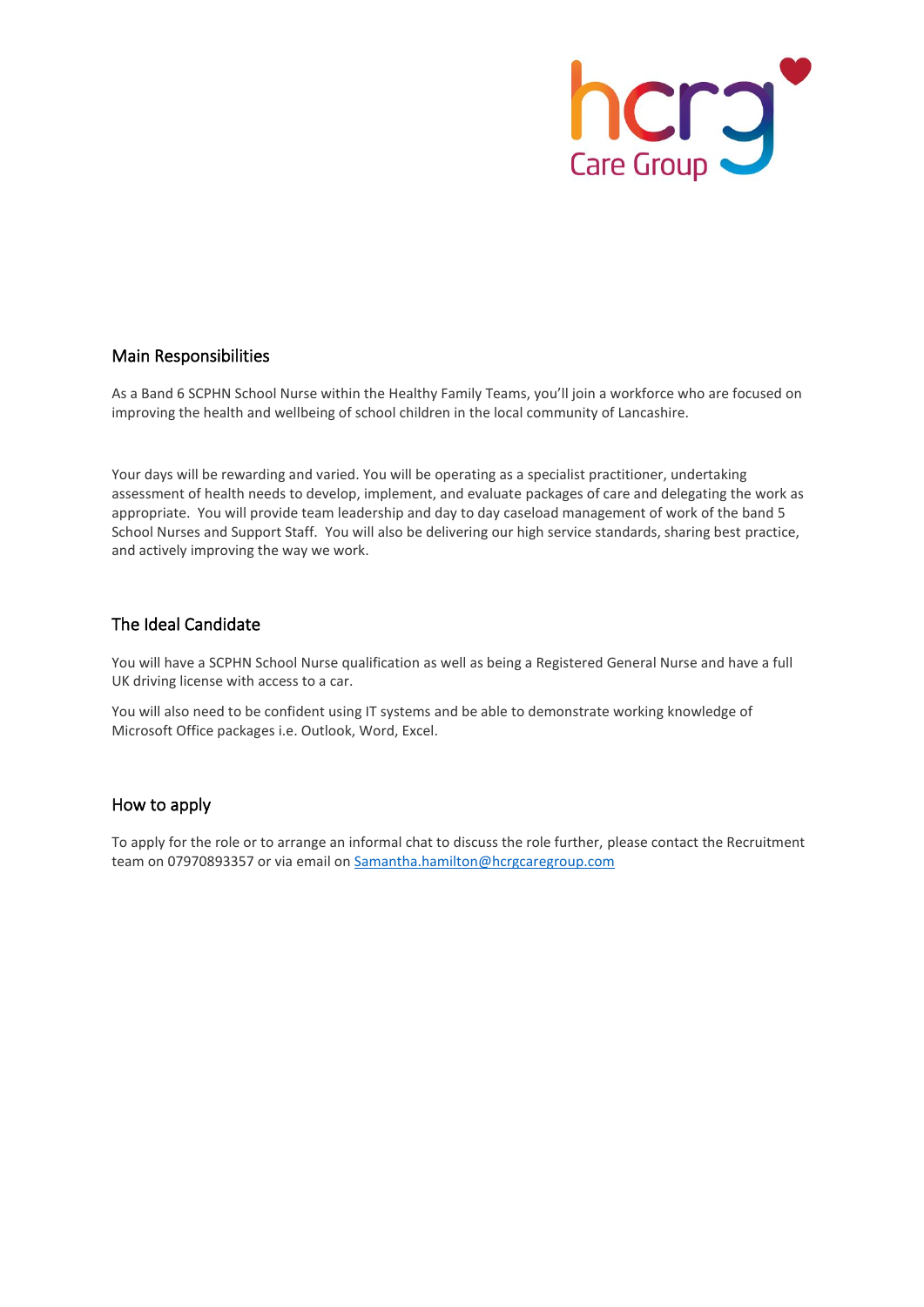## Main Responsibilities

As a Band 6 SCPHN School Nurse within the Healthy Family Teams, you'll join a workforce who are focused on improving the health and wellbeing of school children in the local community of Lancashire.

Your days will be rewarding and varied. You will be operating as a specialist practitioner, undertaking assessment of health needs to develop, implement, and evaluate packages of care and delegating the work as appropriate. You will provide team leadership and day to day caseload management of work of the band 5 School Nurses and Support Staff. You will also be delivering our high service standards, sharing best practice, and actively improving the way we work.

## The Ideal Candidate

You will have a SCPHN School Nurse qualification as well as being a Registered General Nurse and have a full UK driving license with access to a car.

You will also need to be confident using IT systems and be able to demonstrate working knowledge of Microsoft Office packages i.e. Outlook, Word, Excel.

## How to apply

To apply for the role or to arrange an informal chat to discuss the role further, please contact the Recruitment team on 07970893357 or via email on Samantha.hamilton@hcrgcaregroup.com